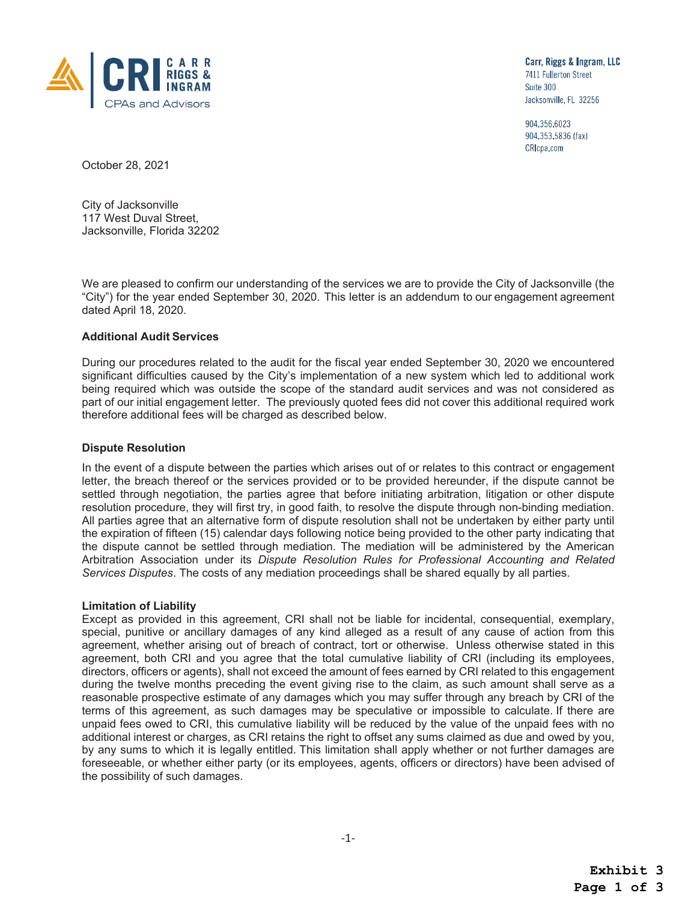CRI | CARR RIGGS & INGRAM
CPAs and Advisors

Carr, Riggs & Ingram, LLC
7411 Fullerton Street
Suite 300
Jacksonville, FL 32256

904.356.6023
904.353.5836 (fax)
CRIcpa.com

October 28, 2021

City of Jacksonville
117 West Duval Street,
Jacksonville, Florida 32202

We are pleased to confirm our understanding of the services we are to provide the City of Jacksonville (the "City") for the year ended September 30, 2020. This letter is an addendum to our engagement agreement dated April 18, 2020.

**Additional Audit Services**

During our procedures related to the audit for the fiscal year ended September 30, 2020 we encountered significant difficulties caused by the City's implementation of a new system which led to additional work being required which was outside the scope of the standard audit services and was not considered as part of our initial engagement letter. The previously quoted fees did not cover this additional required work therefore additional fees will be charged as described below.

**Dispute Resolution**

In the event of a dispute between the parties which arises out of or relates to this contract or engagement letter, the breach thereof or the services provided or to be provided hereunder, if the dispute cannot be settled through negotiation, the parties agree that before initiating arbitration, litigation or other dispute resolution procedure, they will first try, in good faith, to resolve the dispute through non-binding mediation. All parties agree that an alternative form of dispute resolution shall not be undertaken by either party until the expiration of fifteen (15) calendar days following notice being provided to the other party indicating that the dispute cannot be settled through mediation. The mediation will be administered by the American Arbitration Association under its *Dispute Resolution Rules for Professional Accounting and Related Services Disputes*. The costs of any mediation proceedings shall be shared equally by all parties.

**Limitation of Liability**

Except as provided in this agreement, CRI shall not be liable for incidental, consequential, exemplary, special, punitive or ancillary damages of any kind alleged as a result of any cause of action from this agreement, whether arising out of breach of contract, tort or otherwise. Unless otherwise stated in this agreement, both CRI and you agree that the total cumulative liability of CRI (including its employees, directors, officers or agents), shall not exceed the amount of fees earned by CRI related to this engagement during the twelve months preceding the event giving rise to the claim, as such amount shall serve as a reasonable prospective estimate of any damages which you may suffer through any breach by CRI of the terms of this agreement, as such damages may be speculative or impossible to calculate. If there are unpaid fees owed to CRI, this cumulative liability will be reduced by the value of the unpaid fees with no additional interest or charges, as CRI retains the right to offset any sums claimed as due and owed by you, by any sums to which it is legally entitled. This limitation shall apply whether or not further damages are foreseeable, or whether either party (or its employees, agents, officers or directors) have been advised of the possibility of such damages.

**Exhibit 3**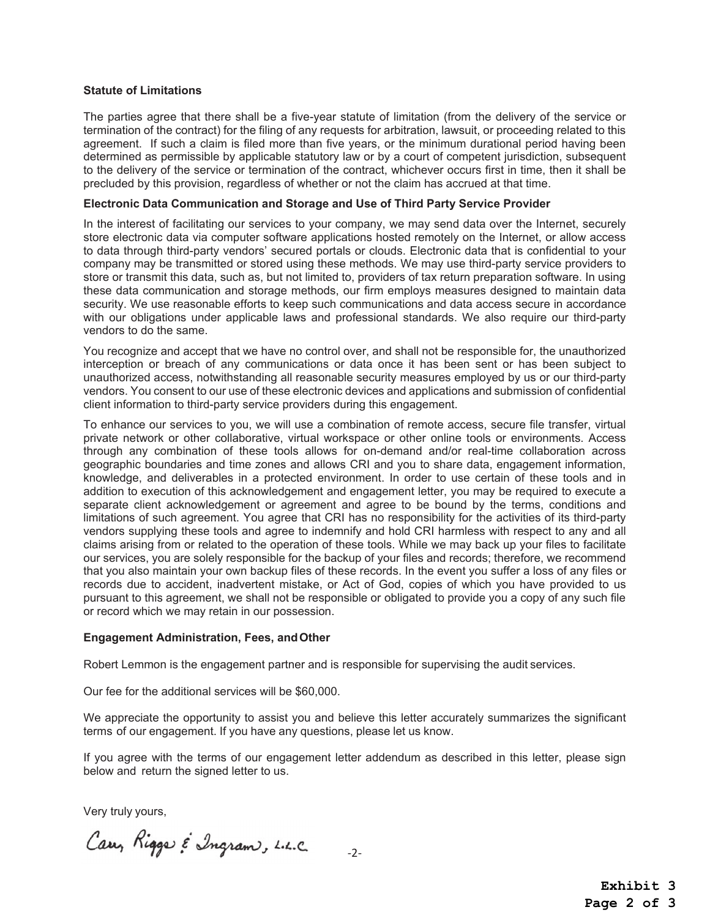**Statute of Limitations**

The parties agree that there shall be a five-year statute of limitation (from the delivery of the service or termination of the contract) for the filing of any requests for arbitration, lawsuit, or proceeding related to this agreement. If such a claim is filed more than five years, or the minimum durational period having been determined as permissible by applicable statutory law or by a court of competent jurisdiction, subsequent to the delivery of the service or termination of the contract, whichever occurs first in time, then it shall be precluded by this provision, regardless of whether or not the claim has accrued at that time.

**Electronic Data Communication and Storage and Use of Third Party Service Provider**

In the interest of facilitating our services to your company, we may send data over the Internet, securely store electronic data via computer software applications hosted remotely on the Internet, or allow access to data through third-party vendors' secured portals or clouds. Electronic data that is confidential to your company may be transmitted or stored using these methods. We may use third-party service providers to store or transmit this data, such as, but not limited to, providers of tax return preparation software. In using these data communication and storage methods, our firm employs measures designed to maintain data security. We use reasonable efforts to keep such communications and data access secure in accordance with our obligations under applicable laws and professional standards. We also require our third-party vendors to do the same.

You recognize and accept that we have no control over, and shall not be responsible for, the unauthorized interception or breach of any communications or data once it has been sent or has been subject to unauthorized access, notwithstanding all reasonable security measures employed by us or our third-party vendors. You consent to our use of these electronic devices and applications and submission of confidential client information to third-party service providers during this engagement.

To enhance our services to you, we will use a combination of remote access, secure file transfer, virtual private network or other collaborative, virtual workspace or other online tools or environments. Access through any combination of these tools allows for on-demand and/or real-time collaboration across geographic boundaries and time zones and allows CRI and you to share data, engagement information, knowledge, and deliverables in a protected environment. In order to use certain of these tools and in addition to execution of this acknowledgement and engagement letter, you may be required to execute a separate client acknowledgement or agreement and agree to be bound by the terms, conditions and limitations of such agreement. You agree that CRI has no responsibility for the activities of its third-party vendors supplying these tools and agree to indemnify and hold CRI harmless with respect to any and all claims arising from or related to the operation of these tools. While we may back up your files to facilitate our services, you are solely responsible for the backup of your files and records; therefore, we recommend that you also maintain your own backup files of these records. In the event you suffer a loss of any files or records due to accident, inadvertent mistake, or Act of God, copies of which you have provided to us pursuant to this agreement, we shall not be responsible or obligated to provide you a copy of any such file or record which we may retain in our possession.

**Engagement Administration, Fees, and Other**

Robert Lemmon is the engagement partner and is responsible for supervising the audit services.

Our fee for the additional services will be $60,000.

We appreciate the opportunity to assist you and believe this letter accurately summarizes the significant terms of our engagement. If you have any questions, please let us know.

If you agree with the terms of our engagement letter addendum as described in this letter, please sign below and return the signed letter to us.

Very truly yours,

Carr, Riggs & Ingram, L.L.C.

**Exhibit 3**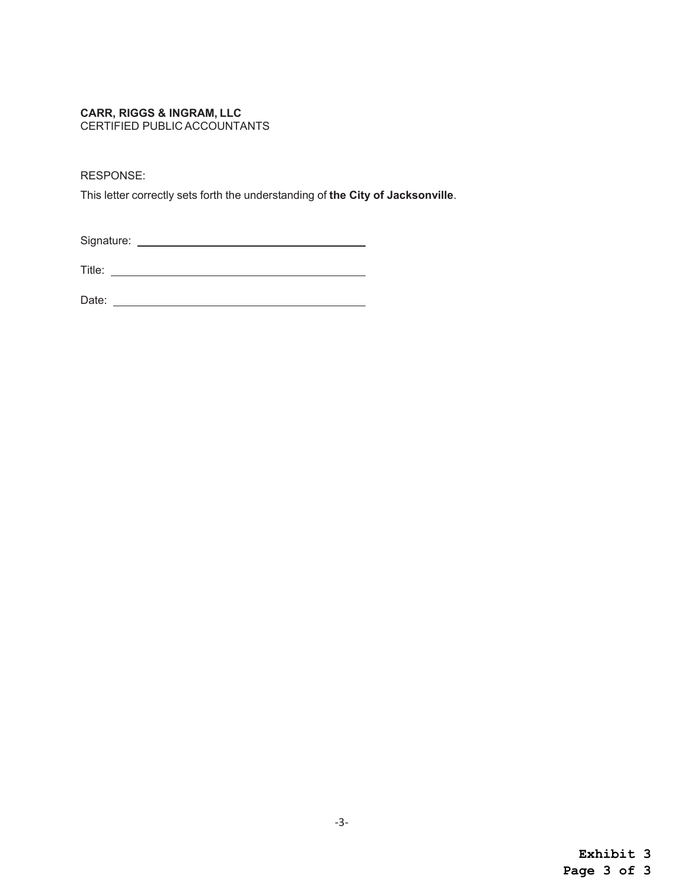**CARR, RIGGS & INGRAM, LLC**
CERTIFIED PUBLIC ACCOUNTANTS

RESPONSE:

This letter correctly sets forth the understanding of **the City of Jacksonville**.

Signature: ______________________________

Title: ______________________________

Date: ______________________________

**Exhibit 3**
**Page 3 of 3**